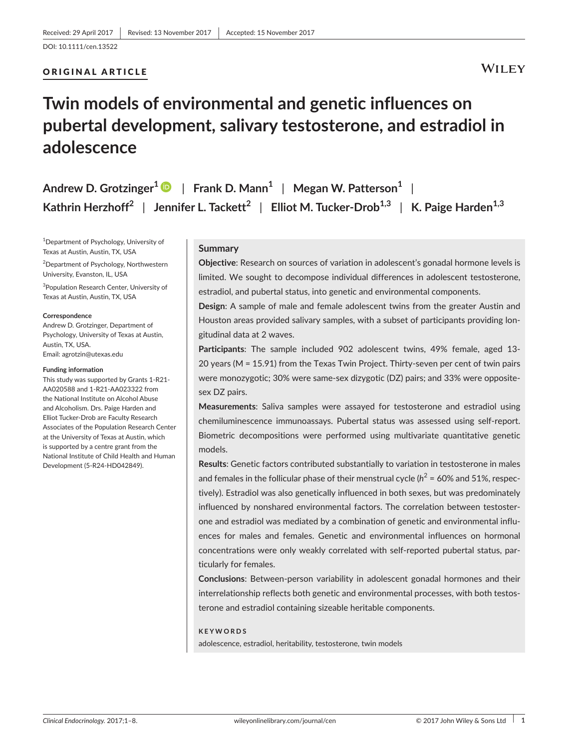Received: 29 April 2017 | Revised: 13 November 2017 | Accepted: 15 November 2017

DOI: 10.1111/cen.13522

ORIGINAL ARTICLE

# Twin models of environmental and genetic influences on pubertal development, salivary testosterone, and estradiol in adolescence

**Andrew D. Grotzinger[1]** | **Frank D. Mann[1]** | **Megan W. Patterson[1]** | **Kathrin Herzhoff[2]** | **Jennifer L. Tackett[2]** | **Elliot M. Tucker-Drob[1,3]** | **K. Paige Harden[1,3]**

[1]Department of Psychology, University of Texas at Austin, Austin, TX, USA

[2]Department of Psychology, Northwestern University, Evanston, IL, USA

[3]Population Research Center, University of Texas at Austin, Austin, TX, USA

**Correspondence**
Andrew D. Grotzinger, Department of Psychology, University of Texas at Austin, Austin, TX, USA.
Email: agrotzin@utexas.edu

**Funding information**
This study was supported by Grants 1-R21-AA020588 and 1-R21-AA023322 from the National Institute on Alcohol Abuse and Alcoholism. Drs. Paige Harden and Elliot Tucker-Drob are Faculty Research Associates of the Population Research Center at the University of Texas at Austin, which is supported by a centre grant from the National Institute of Child Health and Human Development (5-R24-HD042849).

## Summary

**Objective**: Research on sources of variation in adolescent's gonadal hormone levels is limited. We sought to decompose individual differences in adolescent testosterone, estradiol, and pubertal status, into genetic and environmental components.

**Design**: A sample of male and female adolescent twins from the greater Austin and Houston areas provided salivary samples, with a subset of participants providing longitudinal data at 2 waves.

**Participants**: The sample included 902 adolescent twins, 49% female, aged 13-20 years (M = 15.91) from the Texas Twin Project. Thirty-seven per cent of twin pairs were monozygotic; 30% were same-sex dizygotic (DZ) pairs; and 33% were opposite-sex DZ pairs.

**Measurements**: Saliva samples were assayed for testosterone and estradiol using chemiluminescence immunoassays. Pubertal status was assessed using self-report. Biometric decompositions were performed using multivariate quantitative genetic models.

**Results**: Genetic factors contributed substantially to variation in testosterone in males and females in the follicular phase of their menstrual cycle ($h^2$ = 60% and 51%, respectively). Estradiol was also genetically influenced in both sexes, but was predominately influenced by nonshared environmental factors. The correlation between testosterone and estradiol was mediated by a combination of genetic and environmental influences for males and females. Genetic and environmental influences on hormonal concentrations were only weakly correlated with self-reported pubertal status, particularly for females.

**Conclusions**: Between-person variability in adolescent gonadal hormones and their interrelationship reflects both genetic and environmental processes, with both testosterone and estradiol containing sizeable heritable components.

**KEYWORDS**

adolescence, estradiol, heritability, testosterone, twin models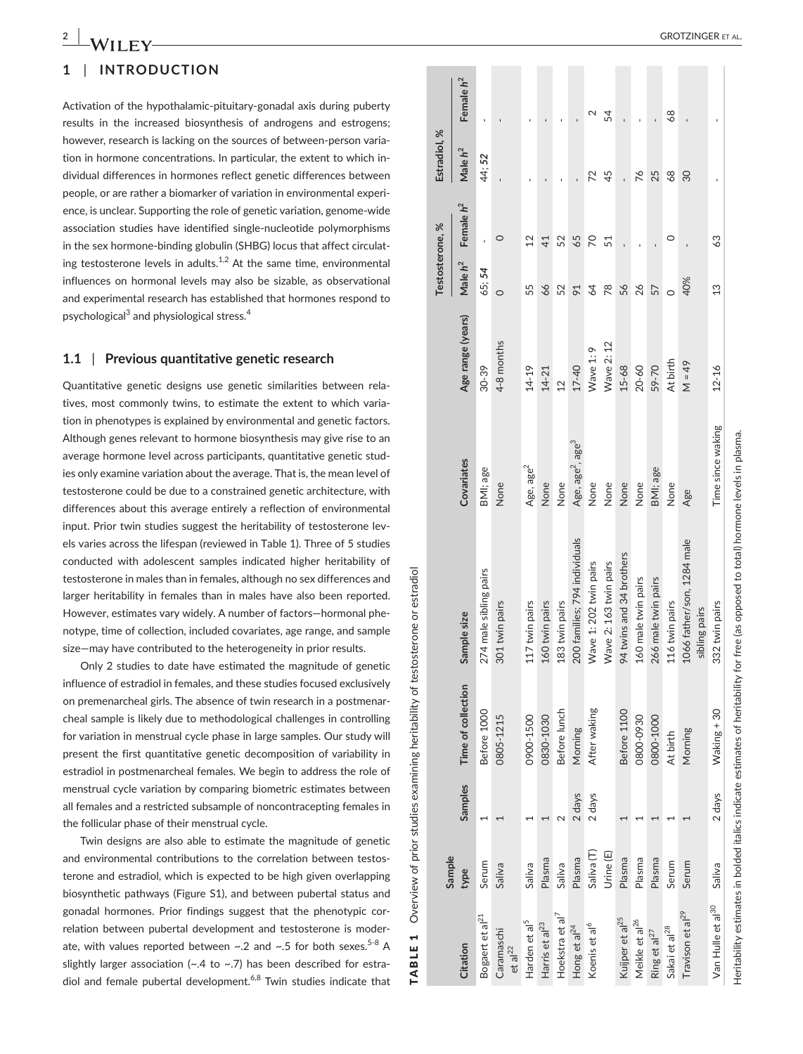## 1 | INTRODUCTION

Activation of the hypothalamic-pituitary-gonadal axis during puberty results in the increased biosynthesis of androgens and estrogens; however, research is lacking on the sources of between-person variation in hormone concentrations. In particular, the extent to which individual differences in hormones reflect genetic differences between people, or are rather a biomarker of variation in environmental experience, is unclear. Supporting the role of genetic variation, genome-wide association studies have identified single-nucleotide polymorphisms in the sex hormone-binding globulin (SHBG) locus that affect circulating testosterone levels in adults.[1,2] At the same time, environmental influences on hormonal levels may also be sizable, as observational and experimental research has established that hormones respond to psychological[3] and physiological stress.[4]

### 1.1 | Previous quantitative genetic research

Quantitative genetic designs use genetic similarities between relatives, most commonly twins, to estimate the extent to which variation in phenotypes is explained by environmental and genetic factors. Although genes relevant to hormone biosynthesis may give rise to an average hormone level across participants, quantitative genetic studies only examine variation about the average. That is, the mean level of testosterone could be due to a constrained genetic architecture, with differences about this average entirely a reflection of environmental input. Prior twin studies suggest the heritability of testosterone levels varies across the lifespan (reviewed in Table 1). Three of 5 studies conducted with adolescent samples indicated higher heritability of testosterone in males than in females, although no sex differences and larger heritability in females than in males have also been reported. However, estimates vary widely. A number of factors—hormonal phenotype, time of collection, included covariates, age range, and sample size—may have contributed to the heterogeneity in prior results.

Only 2 studies to date have estimated the magnitude of genetic influence of estradiol in females, and these studies focused exclusively on premenarcheal girls. The absence of twin research in a postmenarcheal sample is likely due to methodological challenges in controlling for variation in menstrual cycle phase in large samples. Our study will present the first quantitative genetic decomposition of variability in estradiol in postmenarcheal females. We begin to address the role of menstrual cycle variation by comparing biometric estimates between all females and a restricted subsample of noncontracepting females in the follicular phase of their menstrual cycle.

Twin designs are also able to estimate the magnitude of genetic and environmental contributions to the correlation between testosterone and estradiol, which is expected to be high given overlapping biosynthetic pathways (Figure S1), and between pubertal status and gonadal hormones. Prior findings suggest that the phenotypic correlation between pubertal development and testosterone is moderate, with values reported between ~.2 and ~.5 for both sexes.[5-8] A slightly larger association (~.4 to ~.7) has been described for estradiol and female pubertal development.[6,8] Twin studies indicate that

**TABLE 1** Overview of prior studies examining heritability of testosterone or estradiol

| Citation | Sample type | Samples | Time of collection | Sample size | Covariates | Age range (years) | Testosterone, % | | Estradiol, % | |
|---|---|---|---|---|---|---|---|---|---|---|
| | | | | | | | Male $h^2$ | Female $h^2$ | Male $h^2$ | Female $h^2$ |
| Bogaert et al[21] | Serum | 1 | Before 1000 | 274 male sibling pairs | BMI; age | 30-39 | 65; ***54*** | - | 44; ***52*** | - |
| Caramaschi et al[22] | Saliva | 1 | 0805-1215 | 301 twin pairs | None | 4-8 months | 0 | 0 | - | - |
| Harden et al[5] | Saliva | 1 | 0900-1500 | 117 twin pairs | Age, age$^2$ | 14-19 | 55 | 12 | - | - |
| Harris et al[23] | Plasma | 1 | 0830-1030 | 160 twin pairs | None | 14-21 | 66 | 41 | - | - |
| Hoekstra et al[7] | Saliva | 2 | Before lunch | 183 twin pairs | None | 12 | 52 | 52 | - | - |
| Hong et al[24] | Plasma | 2 days | Morning | 200 families; 794 individuals | Age, age$^2$, age$^3$ | 17-40 | 91 | 65 | - | - |
| Koenis et al[6] | Saliva (T) | 2 days | After waking | Wave 1: 202 twin pairs | None | Wave 1: 9 | 64 | 70 | 72 | 2 |
| | Urine (E) | | | Wave 2: 163 twin pairs | None | Wave 2: 12 | 78 | 51 | 45 | 54 |
| Kuijper et al[25] | Plasma | 1 | Before 1100 | 94 twins and 34 brothers | None | 15-68 | 56 | - | - | - |
| Meikle et al[26] | Plasma | 1 | 0800-0930 | 160 male twin pairs | None | 20-60 | 26 | - | 76 | - |
| Ring et al[27] | Plasma | 1 | 0800-1000 | 266 male twin pairs | BMI; age | 59-70 | 57 | - | 25 | - |
| Sakai et al[28] | Serum | 1 | At birth | 116 twin pairs | None | At birth | 0 | 0 | 68 | 68 |
| Travison et al[29] | Serum | 1 | Morning | 1066 father/son, 1284 male sibling pairs | Age | M = 49 | 40% | - | 30 | - |
| Van Hulle et al[30] | Saliva | 2 days | Waking + 30 | 332 twin pairs | Time since waking | 12-16 | 13 | 63 | - | - |

Heritability estimates in bolded italics indicate estimates of heritability for free (as opposed to total) hormone levels in plasma.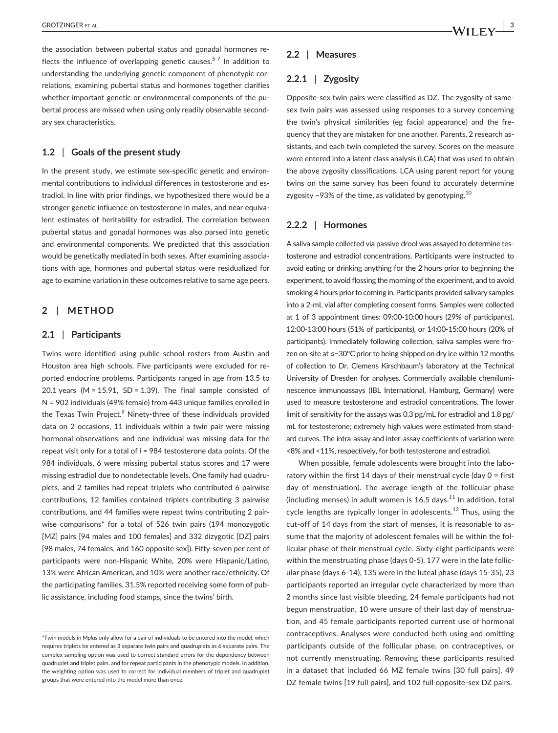the association between pubertal status and gonadal hormones reflects the influence of overlapping genetic causes.[5-7] In addition to understanding the underlying genetic component of phenotypic correlations, examining pubertal status and hormones together clarifies whether important genetic or environmental components of the pubertal process are missed when using only readily observable secondary sex characteristics.

### 1.2 | Goals of the present study

In the present study, we estimate sex-specific genetic and environmental contributions to individual differences in testosterone and estradiol. In line with prior findings, we hypothesized there would be a stronger genetic influence on testosterone in males, and near equivalent estimates of heritability for estradiol. The correlation between pubertal status and gonadal hormones was also parsed into genetic and environmental components. We predicted that this association would be genetically mediated in both sexes. After examining associations with age, hormones and pubertal status were residualized for age to examine variation in these outcomes relative to same age peers.

## 2 | METHOD

### 2.1 | Participants

Twins were identified using public school rosters from Austin and Houston area high schools. Five participants were excluded for reported endocrine problems. Participants ranged in age from 13.5 to 20.1 years (M = 15.91, SD = 1.39). The final sample consisted of N = 902 individuals (49% female) from 443 unique families enrolled in the Texas Twin Project.[9] Ninety-three of these individuals provided data on 2 occasions, 11 individuals within a twin pair were missing hormonal observations, and one individual was missing data for the repeat visit only for a total of *i* = 984 testosterone data points. Of the 984 individuals, 6 were missing pubertal status scores and 17 were missing estradiol due to nondetectable levels. One family had quadruplets, and 2 families had repeat triplets who contributed 6 pairwise contributions, 12 families contained triplets contributing 3 pairwise contributions, and 44 families were repeat twins contributing 2 pairwise comparisons* for a total of 526 twin pairs (194 monozygotic [MZ] pairs [94 males and 100 females] and 332 dizygotic [DZ] pairs [98 males, 74 females, and 160 opposite sex]). Fifty-seven per cent of participants were non-Hispanic White, 20% were Hispanic/Latino, 13% were African American, and 10% were another race/ethnicity. Of the participating families, 31.5% reported receiving some form of public assistance, including food stamps, since the twins' birth.

### 2.2 | Measures

#### 2.2.1 | Zygosity

Opposite-sex twin pairs were classified as DZ. The zygosity of same-sex twin pairs was assessed using responses to a survey concerning the twin's physical similarities (eg facial appearance) and the frequency that they are mistaken for one another. Parents, 2 research assistants, and each twin completed the survey. Scores on the measure were entered into a latent class analysis (LCA) that was used to obtain the above zygosity classifications. LCA using parent report for young twins on the same survey has been found to accurately determine zygosity ~93% of the time, as validated by genotyping.[10]

#### 2.2.2 | Hormones

A saliva sample collected via passive drool was assayed to determine testosterone and estradiol concentrations. Participants were instructed to avoid eating or drinking anything for the 2 hours prior to beginning the experiment, to avoid flossing the morning of the experiment, and to avoid smoking 4 hours prior to coming in. Participants provided salivary samples into a 2-mL vial after completing consent forms. Samples were collected at 1 of 3 appointment times: 09:00-10:00 hours (29% of participants), 12:00-13:00 hours (51% of participants), or 14:00-15:00 hours (20% of participants). Immediately following collection, saliva samples were frozen on-site at ≤−30°C prior to being shipped on dry ice within 12 months of collection to Dr. Clemens Kirschbaum's laboratory at the Technical University of Dresden for analyses. Commercially available chemiluminescence immunoassays (IBL International, Hamburg, Germany) were used to measure testosterone and estradiol concentrations. The lower limit of sensitivity for the assays was 0.3 pg/mL for estradiol and 1.8 pg/mL for testosterone; extremely high values were estimated from standard curves. The intra-assay and inter-assay coefficients of variation were <8% and <11%, respectively, for both testosterone and estradiol.

When possible, female adolescents were brought into the laboratory within the first 14 days of their menstrual cycle (day 0 = first day of menstruation). The average length of the follicular phase (including menses) in adult women is 16.5 days.[11] In addition, total cycle lengths are typically longer in adolescents.[12] Thus, using the cut-off of 14 days from the start of menses, it is reasonable to assume that the majority of adolescent females will be within the follicular phase of their menstrual cycle. Sixty-eight participants were within the menstruating phase (days 0-5), 177 were in the late follicular phase (days 6-14), 135 were in the luteal phase (days 15-35), 23 participants reported an irregular cycle characterized by more than 2 months since last visible bleeding, 24 female participants had not begun menstruation, 10 were unsure of their last day of menstruation, and 45 female participants reported current use of hormonal contraceptives. Analyses were conducted both using and omitting participants outside of the follicular phase, on contraceptives, or not currently menstruating. Removing these participants resulted in a dataset that included 66 MZ female twins [30 full pairs], 49 DZ female twins [19 full pairs], and 102 full opposite-sex DZ pairs.

*Twin models in M*plus* only allow for a pair of individuals to be entered into the model, which requires triplets be entered as 3 separate twin pairs and quadruplets as 6 separate pairs. The complex sampling option was used to correct standard errors for the dependency between quadruplet and triplet pairs, and for repeat participants in the phenotypic models. In addition, the weighting option was used to correct for individual members of triplet and quadruplet groups that were entered into the model more than once.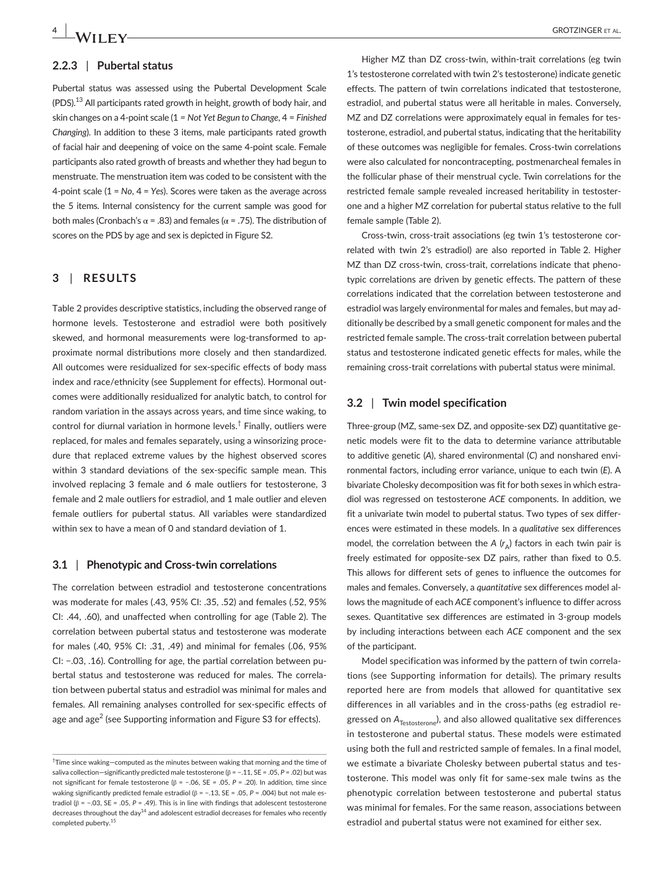### 2.2.3 | Pubertal status

Pubertal status was assessed using the Pubertal Development Scale (PDS).[13] All participants rated growth in height, growth of body hair, and skin changes on a 4-point scale (1 = *Not Yet Begun to Change*, 4 = *Finished Changing*). In addition to these 3 items, male participants rated growth of facial hair and deepening of voice on the same 4-point scale. Female participants also rated growth of breasts and whether they had begun to menstruate. The menstruation item was coded to be consistent with the 4-point scale (1 = *No*, 4 = *Yes*). Scores were taken as the average across the 5 items. Internal consistency for the current sample was good for both males (Cronbach's α = .83) and females (α = .75). The distribution of scores on the PDS by age and sex is depicted in Figure S2.

## 3 | RESULTS

Table 2 provides descriptive statistics, including the observed range of hormone levels. Testosterone and estradiol were both positively skewed, and hormonal measurements were log-transformed to approximate normal distributions more closely and then standardized. All outcomes were residualized for sex-specific effects of body mass index and race/ethnicity (see Supplement for effects). Hormonal outcomes were additionally residualized for analytic batch, to control for random variation in the assays across years, and time since waking, to control for diurnal variation in hormone levels.† Finally, outliers were replaced, for males and females separately, using a winsorizing procedure that replaced extreme values by the highest observed scores within 3 standard deviations of the sex-specific sample mean. This involved replacing 3 female and 6 male outliers for testosterone, 3 female and 2 male outliers for estradiol, and 1 male outlier and eleven female outliers for pubertal status. All variables were standardized within sex to have a mean of 0 and standard deviation of 1.

### 3.1 | Phenotypic and Cross-twin correlations

The correlation between estradiol and testosterone concentrations was moderate for males (.43, 95% CI: .35, .52) and females (.52, 95% CI: .44, .60), and unaffected when controlling for age (Table 2). The correlation between pubertal status and testosterone was moderate for males (.40, 95% CI: .31, .49) and minimal for females (.06, 95% CI: −.03, .16). Controlling for age, the partial correlation between pubertal status and testosterone was reduced for males. The correlation between pubertal status and estradiol was minimal for males and females. All remaining analyses controlled for sex-specific effects of age and age$^2$ (see Supporting information and Figure S3 for effects).

Higher MZ than DZ cross-twin, within-trait correlations (eg twin 1's testosterone correlated with twin 2's testosterone) indicate genetic effects. The pattern of twin correlations indicated that testosterone, estradiol, and pubertal status were all heritable in males. Conversely, MZ and DZ correlations were approximately equal in females for testosterone, estradiol, and pubertal status, indicating that the heritability of these outcomes was negligible for females. Cross-twin correlations were also calculated for noncontracepting, postmenarcheal females in the follicular phase of their menstrual cycle. Twin correlations for the restricted female sample revealed increased heritability in testosterone and a higher MZ correlation for pubertal status relative to the full female sample (Table 2).

Cross-twin, cross-trait associations (eg twin 1's testosterone correlated with twin 2's estradiol) are also reported in Table 2. Higher MZ than DZ cross-twin, cross-trait, correlations indicate that phenotypic correlations are driven by genetic effects. The pattern of these correlations indicated that the correlation between testosterone and estradiol was largely environmental for males and females, but may additionally be described by a small genetic component for males and the restricted female sample. The cross-trait correlation between pubertal status and testosterone indicated genetic effects for males, while the remaining cross-trait correlations with pubertal status were minimal.

### 3.2 | Twin model specification

Three-group (MZ, same-sex DZ, and opposite-sex DZ) quantitative genetic models were fit to the data to determine variance attributable to additive genetic (*A*), shared environmental (*C*) and nonshared environmental factors, including error variance, unique to each twin (*E*). A bivariate Cholesky decomposition was fit for both sexes in which estradiol was regressed on testosterone *ACE* components. In addition, we fit a univariate twin model to pubertal status. Two types of sex differences were estimated in these models. In a *qualitative* sex differences model, the correlation between the *A* ($r_A$) factors in each twin pair is freely estimated for opposite-sex DZ pairs, rather than fixed to 0.5. This allows for different sets of genes to influence the outcomes for males and females. Conversely, a *quantitative* sex differences model allows the magnitude of each *ACE* component's influence to differ across sexes. Quantitative sex differences are estimated in 3-group models by including interactions between each *ACE* component and the sex of the participant.

Model specification was informed by the pattern of twin correlations (see Supporting information for details). The primary results reported here are from models that allowed for quantitative sex differences in all variables and in the cross-paths (eg estradiol regressed on $A_{\text{Testosterone}}$), and also allowed qualitative sex differences in testosterone and pubertal status. These models were estimated using both the full and restricted sample of females. In a final model, we estimate a bivariate Cholesky between pubertal status and testosterone. This model was only fit for same-sex male twins as the phenotypic correlation between testosterone and pubertal status was minimal for females. For the same reason, associations between estradiol and pubertal status were not examined for either sex.

†Time since waking—computed as the minutes between waking that morning and the time of saliva collection—significantly predicted male testosterone (β = −.11, SE = .05, *P* = .02) but was not significant for female testosterone (β = −.06, SE = .05, *P* = .20). In addition, time since waking significantly predicted female estradiol (β = −.13, SE = .05, *P* = .004) but not male estradiol (β = −.03, SE = .05, *P* = .49). This is in line with findings that adolescent testosterone decreases throughout the day[14] and adolescent estradiol decreases for females who recently completed puberty.[15]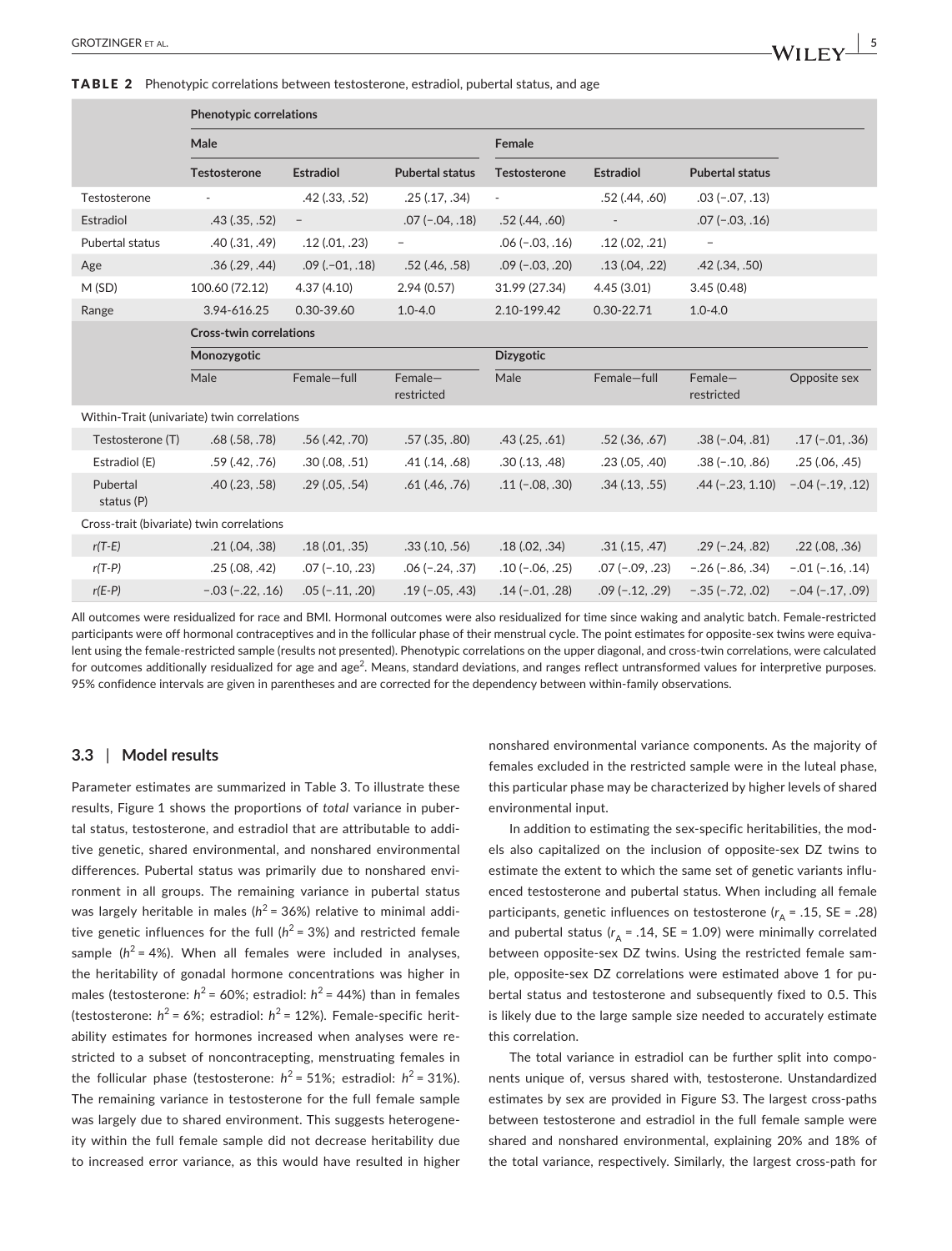**TABLE 2** Phenotypic correlations between testosterone, estradiol, pubertal status, and age

| | Phenotypic correlations | | | | | | |
|---|---|---|---|---|---|---|---|
| | Male | | | Female | | | |
| | Testosterone | Estradiol | Pubertal status | Testosterone | Estradiol | Pubertal status | |
| Testosterone | - | .42 (.33, .52) | .25 (.17, .34) | - | .52 (.44, .60) | .03 (−.07, .13) | |
| Estradiol | .43 (.35, .52) | – | .07 (−.04, .18) | .52 (.44, .60) | - | .07 (−.03, .16) | |
| Pubertal status | .40 (.31, .49) | .12 (.01, .23) | – | .06 (−.03, .16) | .12 (.02, .21) | – | |
| Age | .36 (.29, .44) | .09 (.−01, .18) | .52 (.46, .58) | .09 (−.03, .20) | .13 (.04, .22) | .42 (.34, .50) | |
| M (SD) | 100.60 (72.12) | 4.37 (4.10) | 2.94 (0.57) | 31.99 (27.34) | 4.45 (3.01) | 3.45 (0.48) | |
| Range | 3.94-616.25 | 0.30-39.60 | 1.0-4.0 | 2.10-199.42 | 0.30-22.71 | 1.0-4.0 | |
| | **Cross-twin correlations** | | | | | | |
| | **Monozygotic** | | | **Dizygotic** | | | |
| | Male | Female—full | Female—restricted | Male | Female—full | Female—restricted | Opposite sex |
| Within-Trait (univariate) twin correlations | | | | | | | |
| Testosterone (T) | .68 (.58, .78) | .56 (.42, .70) | .57 (.35, .80) | .43 (.25, .61) | .52 (.36, .67) | .38 (−.04, .81) | .17 (−.01, .36) |
| Estradiol (E) | .59 (.42, .76) | .30 (.08, .51) | .41 (.14, .68) | .30 (.13, .48) | .23 (.05, .40) | .38 (−.10, .86) | .25 (.06, .45) |
| Pubertal status (P) | .40 (.23, .58) | .29 (.05, .54) | .61 (.46, .76) | .11 (−.08, .30) | .34 (.13, .55) | .44 (−.23, 1.10) | −.04 (−.19, .12) |
| Cross-trait (bivariate) twin correlations | | | | | | | |
| *r(T-E)* | .21 (.04, .38) | .18 (.01, .35) | .33 (.10, .56) | .18 (.02, .34) | .31 (.15, .47) | .29 (−.24, .82) | .22 (.08, .36) |
| *r(T-P)* | .25 (.08, .42) | .07 (−.10, .23) | .06 (−.24, .37) | .10 (−.06, .25) | .07 (−.09, .23) | −.26 (−.86, .34) | −.01 (−.16, .14) |
| *r(E-P)* | −.03 (−.22, .16) | .05 (−.11, .20) | .19 (−.05, .43) | .14 (−.01, .28) | .09 (−.12, .29) | −.35 (−.72, .02) | −.04 (−.17, .09) |

All outcomes were residualized for race and BMI. Hormonal outcomes were also residualized for time since waking and analytic batch. Female-restricted participants were off hormonal contraceptives and in the follicular phase of their menstrual cycle. The point estimates for opposite-sex twins were equivalent using the female-restricted sample (results not presented). Phenotypic correlations on the upper diagonal, and cross-twin correlations, were calculated for outcomes additionally residualized for age and age$^2$. Means, standard deviations, and ranges reflect untransformed values for interpretive purposes. 95% confidence intervals are given in parentheses and are corrected for the dependency between within-family observations.

### 3.3 | Model results

Parameter estimates are summarized in Table 3. To illustrate these results, Figure 1 shows the proportions of *total* variance in pubertal status, testosterone, and estradiol that are attributable to additive genetic, shared environmental, and nonshared environmental differences. Pubertal status was primarily due to nonshared environment in all groups. The remaining variance in pubertal status was largely heritable in males ($h^2$ = 36%) relative to minimal additive genetic influences for the full ($h^2$ = 3%) and restricted female sample ($h^2$ = 4%). When all females were included in analyses, the heritability of gonadal hormone concentrations was higher in males (testosterone: $h^2$ = 60%; estradiol: $h^2$ = 44%) than in females (testosterone: $h^2$ = 6%; estradiol: $h^2$ = 12%). Female-specific heritability estimates for hormones increased when analyses were restricted to a subset of noncontracepting, menstruating females in the follicular phase (testosterone: $h^2$ = 51%; estradiol: $h^2$ = 31%). The remaining variance in testosterone for the full female sample was largely due to shared environment. This suggests heterogeneity within the full female sample did not decrease heritability due to increased error variance, as this would have resulted in higher nonshared environmental variance components. As the majority of females excluded in the restricted sample were in the luteal phase, this particular phase may be characterized by higher levels of shared environmental input.

In addition to estimating the sex-specific heritabilities, the models also capitalized on the inclusion of opposite-sex DZ twins to estimate the extent to which the same set of genetic variants influenced testosterone and pubertal status. When including all female participants, genetic influences on testosterone ($r_A$ = .15, SE = .28) and pubertal status ($r_A$ = .14, SE = 1.09) were minimally correlated between opposite-sex DZ twins. Using the restricted female sample, opposite-sex DZ correlations were estimated above 1 for pubertal status and testosterone and subsequently fixed to 0.5. This is likely due to the large sample size needed to accurately estimate this correlation.

The total variance in estradiol can be further split into components unique of, versus shared with, testosterone. Unstandardized estimates by sex are provided in Figure S3. The largest cross-paths between testosterone and estradiol in the full female sample were shared and nonshared environmental, explaining 20% and 18% of the total variance, respectively. Similarly, the largest cross-path for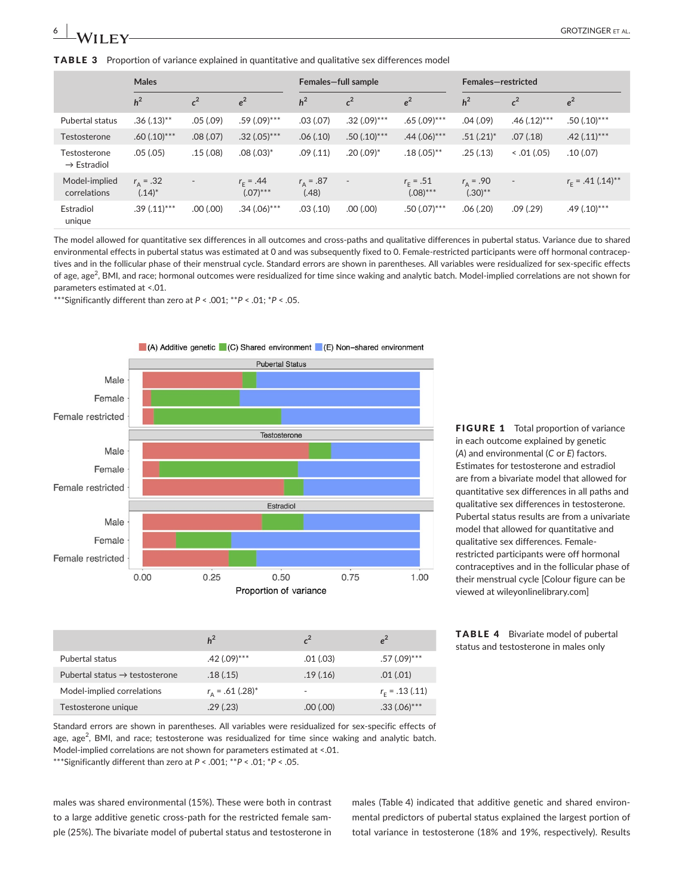**TABLE 3** Proportion of variance explained in quantitative and qualitative sex differences model

| | Males | | | Females—full sample | | | Females—restricted | | |
|---|---|---|---|---|---|---|---|---|---|
| | $h^2$ | $c^2$ | $e^2$ | $h^2$ | $c^2$ | $e^2$ | $h^2$ | $c^2$ | $e^2$ |
| Pubertal status | .36 (.13)** | .05 (.09) | .59 (.09)*** | .03 (.07) | .32 (.09)*** | .65 (.09)*** | .04 (.09) | .46 (.12)*** | .50 (.10)*** |
| Testosterone | .60 (.10)*** | .08 (.07) | .32 (.05)*** | .06 (.10) | .50 (.10)*** | .44 (.06)*** | .51 (.21)* | .07 (.18) | .42 (.11)*** |
| Testosterone → Estradiol | .05 (.05) | .15 (.08) | .08 (.03)* | .09 (.11) | .20 (.09)* | .18 (.05)** | .25 (.13) | < .01 (.05) | .10 (.07) |
| Model-implied correlations | $r_A$ = .32 (.14)* | - | $r_E$ = .44 (.07)*** | $r_A$ = .87 (.48) | - | $r_E$ = .51 (.08)*** | $r_A$ = .90 (.30)** | - | $r_E$ = .41 (.14)** |
| Estradiol unique | .39 (.11)*** | .00 (.00) | .34 (.06)*** | .03 (.10) | .00 (.00) | .50 (.07)*** | .06 (.20) | .09 (.29) | .49 (.10)*** |

The model allowed for quantitative sex differences in all outcomes and cross-paths and qualitative differences in pubertal status. Variance due to shared environmental effects in pubertal status was estimated at 0 and was subsequently fixed to 0. Female-restricted participants were off hormonal contraceptives and in the follicular phase of their menstrual cycle. Standard errors are shown in parentheses. All variables were residualized for sex-specific effects of age, age$^2$, BMI, and race; hormonal outcomes were residualized for time since waking and analytic batch. Model-implied correlations are not shown for parameters estimated at <.01.
***Significantly different than zero at $P$ < .001; **$P$ < .01; *$P$ < .05.

**FIGURE 1** Total proportion of variance in each outcome explained by genetic (A) and environmental (C or E) factors. Estimates for testosterone and estradiol are from a bivariate model that allowed for quantitative sex differences in all paths and qualitative sex differences in testosterone. Pubertal status results are from a univariate model that allowed for quantitative and qualitative sex differences. Female-restricted participants were off hormonal contraceptives and in the follicular phase of their menstrual cycle [Colour figure can be viewed at wileyonlinelibrary.com]

**TABLE 4** Bivariate model of pubertal status and testosterone in males only

| | $h^2$ | $c^2$ | $e^2$ |
|---|---|---|---|
| Pubertal status | .42 (.09)*** | .01 (.03) | .57 (.09)*** |
| Pubertal status → testosterone | .18 (.15) | .19 (.16) | .01 (.01) |
| Model-implied correlations | $r_A$ = .61 (.28)* | - | $r_E$ = .13 (.11) |
| Testosterone unique | .29 (.23) | .00 (.00) | .33 (.06)*** |

Standard errors are shown in parentheses. All variables were residualized for sex-specific effects of age, age$^2$, BMI, and race; testosterone was residualized for time since waking and analytic batch. Model-implied correlations are not shown for parameters estimated at <.01.
***Significantly different than zero at $P$ < .001; **$P$ < .01; *$P$ < .05.

males was shared environmental (15%). These were both in contrast to a large additive genetic cross-path for the restricted female sample (25%). The bivariate model of pubertal status and testosterone in males (Table 4) indicated that additive genetic and shared environmental predictors of pubertal status explained the largest portion of total variance in testosterone (18% and 19%, respectively). Results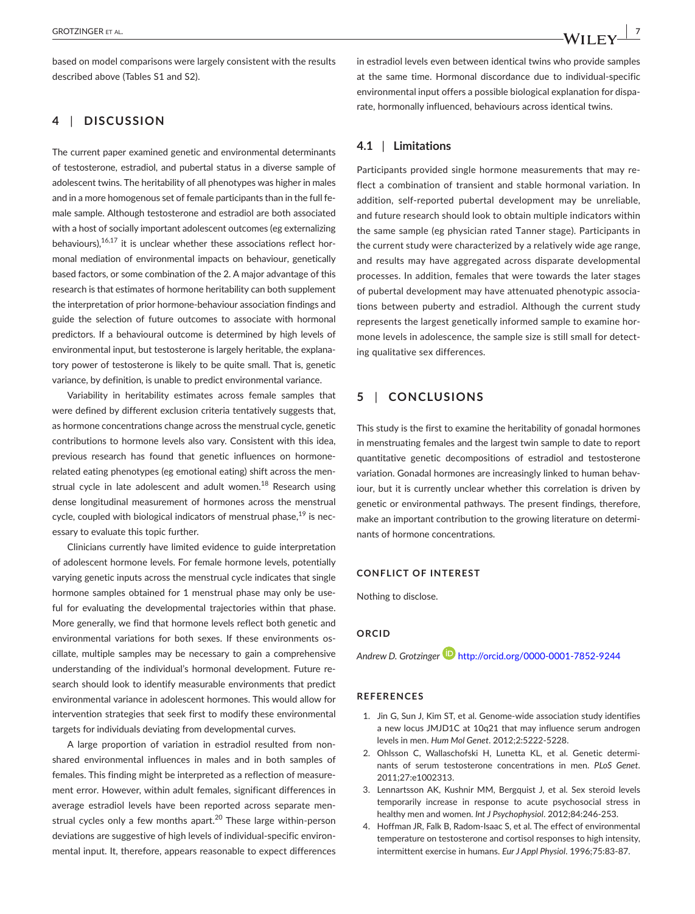based on model comparisons were largely consistent with the results described above (Tables S1 and S2).

## 4 | DISCUSSION

The current paper examined genetic and environmental determinants of testosterone, estradiol, and pubertal status in a diverse sample of adolescent twins. The heritability of all phenotypes was higher in males and in a more homogenous set of female participants than in the full female sample. Although testosterone and estradiol are both associated with a host of socially important adolescent outcomes (eg externalizing behaviours),[16,17] it is unclear whether these associations reflect hormonal mediation of environmental impacts on behaviour, genetically based factors, or some combination of the 2. A major advantage of this research is that estimates of hormone heritability can both supplement the interpretation of prior hormone-behaviour association findings and guide the selection of future outcomes to associate with hormonal predictors. If a behavioural outcome is determined by high levels of environmental input, but testosterone is largely heritable, the explanatory power of testosterone is likely to be quite small. That is, genetic variance, by definition, is unable to predict environmental variance.

Variability in heritability estimates across female samples that were defined by different exclusion criteria tentatively suggests that, as hormone concentrations change across the menstrual cycle, genetic contributions to hormone levels also vary. Consistent with this idea, previous research has found that genetic influences on hormone-related eating phenotypes (eg emotional eating) shift across the menstrual cycle in late adolescent and adult women.[18] Research using dense longitudinal measurement of hormones across the menstrual cycle, coupled with biological indicators of menstrual phase,[19] is necessary to evaluate this topic further.

Clinicians currently have limited evidence to guide interpretation of adolescent hormone levels. For female hormone levels, potentially varying genetic inputs across the menstrual cycle indicates that single hormone samples obtained for 1 menstrual phase may only be useful for evaluating the developmental trajectories within that phase. More generally, we find that hormone levels reflect both genetic and environmental variations for both sexes. If these environments oscillate, multiple samples may be necessary to gain a comprehensive understanding of the individual's hormonal development. Future research should look to identify measurable environments that predict environmental variance in adolescent hormones. This would allow for intervention strategies that seek first to modify these environmental targets for individuals deviating from developmental curves.

A large proportion of variation in estradiol resulted from non-shared environmental influences in males and in both samples of females. This finding might be interpreted as a reflection of measurement error. However, within adult females, significant differences in average estradiol levels have been reported across separate menstrual cycles only a few months apart.[20] These large within-person deviations are suggestive of high levels of individual-specific environmental input. It, therefore, appears reasonable to expect differences in estradiol levels even between identical twins who provide samples at the same time. Hormonal discordance due to individual-specific environmental input offers a possible biological explanation for disparate, hormonally influenced, behaviours across identical twins.

### 4.1 | Limitations

Participants provided single hormone measurements that may reflect a combination of transient and stable hormonal variation. In addition, self-reported pubertal development may be unreliable, and future research should look to obtain multiple indicators within the same sample (eg physician rated Tanner stage). Participants in the current study were characterized by a relatively wide age range, and results may have aggregated across disparate developmental processes. In addition, females that were towards the later stages of pubertal development may have attenuated phenotypic associations between puberty and estradiol. Although the current study represents the largest genetically informed sample to examine hormone levels in adolescence, the sample size is still small for detecting qualitative sex differences.

## 5 | CONCLUSIONS

This study is the first to examine the heritability of gonadal hormones in menstruating females and the largest twin sample to date to report quantitative genetic decompositions of estradiol and testosterone variation. Gonadal hormones are increasingly linked to human behaviour, but it is currently unclear whether this correlation is driven by genetic or environmental pathways. The present findings, therefore, make an important contribution to the growing literature on determinants of hormone concentrations.

### CONFLICT OF INTEREST

Nothing to disclose.

### ORCID

*Andrew D. Grotzinger* http://orcid.org/0000-0001-7852-9244

### REFERENCES

1. Jin G, Sun J, Kim ST, et al. Genome-wide association study identifies a new locus JMJD1C at 10q21 that may influence serum androgen levels in men. *Hum Mol Genet*. 2012;2:5222-5228.
2. Ohlsson C, Wallaschofski H, Lunetta KL, et al. Genetic determinants of serum testosterone concentrations in men. *PLoS Genet*. 2011;27:e1002313.
3. Lennartsson AK, Kushnir MM, Bergquist J, et al. Sex steroid levels temporarily increase in response to acute psychosocial stress in healthy men and women. *Int J Psychophysiol*. 2012;84:246-253.
4. Hoffman JR, Falk B, Radom-Isaac S, et al. The effect of environmental temperature on testosterone and cortisol responses to high intensity, intermittent exercise in humans. *Eur J Appl Physiol*. 1996;75:83-87.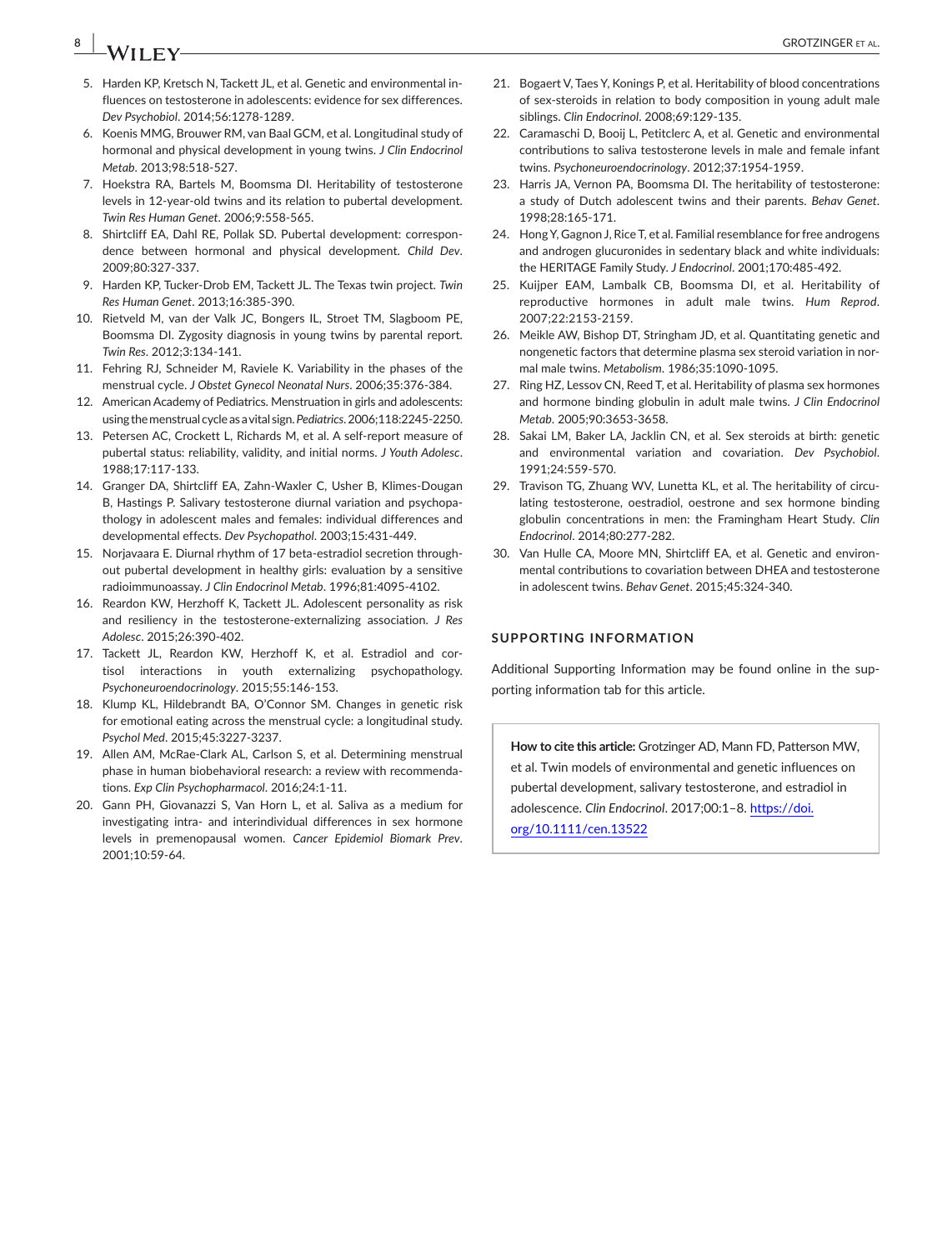5. Harden KP, Kretsch N, Tackett JL, et al. Genetic and environmental influences on testosterone in adolescents: evidence for sex differences. *Dev Psychobiol*. 2014;56:1278-1289.
6. Koenis MMG, Brouwer RM, van Baal GCM, et al. Longitudinal study of hormonal and physical development in young twins. *J Clin Endocrinol Metab*. 2013;98:518-527.
7. Hoekstra RA, Bartels M, Boomsma DI. Heritability of testosterone levels in 12-year-old twins and its relation to pubertal development. *Twin Res Human Genet*. 2006;9:558-565.
8. Shirtcliff EA, Dahl RE, Pollak SD. Pubertal development: correspondence between hormonal and physical development. *Child Dev*. 2009;80:327-337.
9. Harden KP, Tucker-Drob EM, Tackett JL. The Texas twin project. *Twin Res Human Genet*. 2013;16:385-390.
10. Rietveld M, van der Valk JC, Bongers IL, Stroet TM, Slagboom PE, Boomsma DI. Zygosity diagnosis in young twins by parental report. *Twin Res*. 2012;3:134-141.
11. Fehring RJ, Schneider M, Raviele K. Variability in the phases of the menstrual cycle. *J Obstet Gynecol Neonatal Nurs*. 2006;35:376-384.
12. American Academy of Pediatrics. Menstruation in girls and adolescents: using the menstrual cycle as a vital sign. *Pediatrics*. 2006;118:2245-2250.
13. Petersen AC, Crockett L, Richards M, et al. A self-report measure of pubertal status: reliability, validity, and initial norms. *J Youth Adolesc*. 1988;17:117-133.
14. Granger DA, Shirtcliff EA, Zahn-Waxler C, Usher B, Klimes-Dougan B, Hastings P. Salivary testosterone diurnal variation and psychopathology in adolescent males and females: individual differences and developmental effects. *Dev Psychopathol*. 2003;15:431-449.
15. Norjavaara E. Diurnal rhythm of 17 beta-estradiol secretion throughout pubertal development in healthy girls: evaluation by a sensitive radioimmunoassay. *J Clin Endocrinol Metab*. 1996;81:4095-4102.
16. Reardon KW, Herzhoff K, Tackett JL. Adolescent personality as risk and resiliency in the testosterone-externalizing association. *J Res Adolesc*. 2015;26:390-402.
17. Tackett JL, Reardon KW, Herzhoff K, et al. Estradiol and cortisol interactions in youth externalizing psychopathology. *Psychoneuroendocrinology*. 2015;55:146-153.
18. Klump KL, Hildebrandt BA, O'Connor SM. Changes in genetic risk for emotional eating across the menstrual cycle: a longitudinal study. *Psychol Med*. 2015;45:3227-3237.
19. Allen AM, McRae-Clark AL, Carlson S, et al. Determining menstrual phase in human biobehavioral research: a review with recommendations. *Exp Clin Psychopharmacol*. 2016;24:1-11.
20. Gann PH, Giovanazzi S, Van Horn L, et al. Saliva as a medium for investigating intra- and interindividual differences in sex hormone levels in premenopausal women. *Cancer Epidemiol Biomark Prev*. 2001;10:59-64.
21. Bogaert V, Taes Y, Konings P, et al. Heritability of blood concentrations of sex-steroids in relation to body composition in young adult male siblings. *Clin Endocrinol*. 2008;69:129-135.
22. Caramaschi D, Booij L, Petitclerc A, et al. Genetic and environmental contributions to saliva testosterone levels in male and female infant twins. *Psychoneuroendocrinology*. 2012;37:1954-1959.
23. Harris JA, Vernon PA, Boomsma DI. The heritability of testosterone: a study of Dutch adolescent twins and their parents. *Behav Genet*. 1998;28:165-171.
24. Hong Y, Gagnon J, Rice T, et al. Familial resemblance for free androgens and androgen glucuronides in sedentary black and white individuals: the HERITAGE Family Study. *J Endocrinol*. 2001;170:485-492.
25. Kuijper EAM, Lambalk CB, Boomsma DI, et al. Heritability of reproductive hormones in adult male twins. *Hum Reprod*. 2007;22:2153-2159.
26. Meikle AW, Bishop DT, Stringham JD, et al. Quantitating genetic and nongenetic factors that determine plasma sex steroid variation in normal male twins. *Metabolism*. 1986;35:1090-1095.
27. Ring HZ, Lessov CN, Reed T, et al. Heritability of plasma sex hormones and hormone binding globulin in adult male twins. *J Clin Endocrinol Metab*. 2005;90:3653-3658.
28. Sakai LM, Baker LA, Jacklin CN, et al. Sex steroids at birth: genetic and environmental variation and covariation. *Dev Psychobiol*. 1991;24:559-570.
29. Travison TG, Zhuang WV, Lunetta KL, et al. The heritability of circulating testosterone, oestradiol, oestrone and sex hormone binding globulin concentrations in men: the Framingham Heart Study. *Clin Endocrinol*. 2014;80:277-282.
30. Van Hulle CA, Moore MN, Shirtcliff EA, et al. Genetic and environmental contributions to covariation between DHEA and testosterone in adolescent twins. *Behav Genet*. 2015;45:324-340.

## SUPPORTING INFORMATION

Additional Supporting Information may be found online in the supporting information tab for this article.

**How to cite this article:** Grotzinger AD, Mann FD, Patterson MW, et al. Twin models of environmental and genetic influences on pubertal development, salivary testosterone, and estradiol in adolescence. *Clin Endocrinol*. 2017;00:1–8. https://doi.org/10.1111/cen.13522